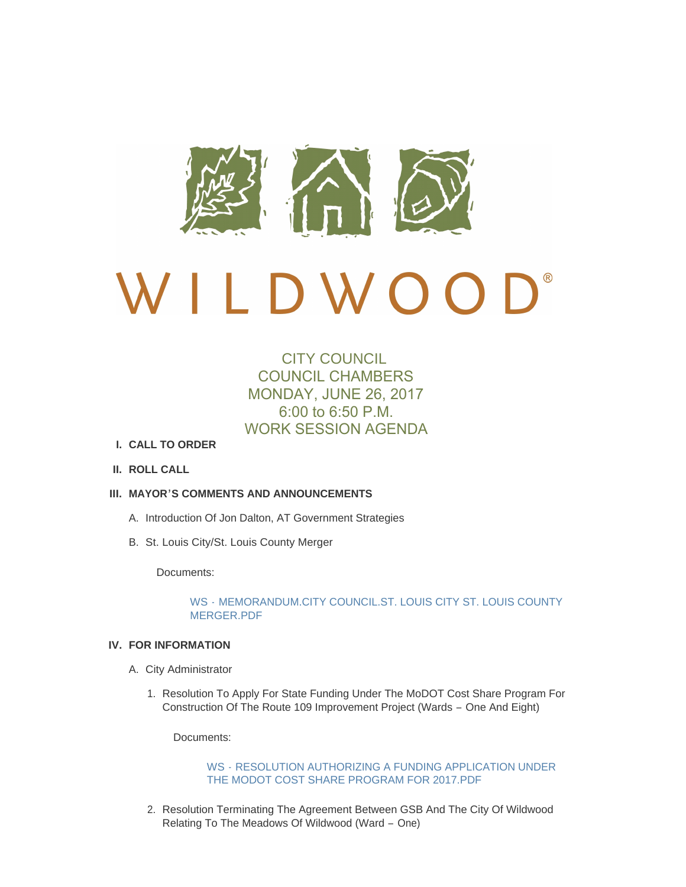# WILDWOOD®

CITY COUNCIL
COUNCIL CHAMBERS
MONDAY, JUNE 26, 2017
6:00 to 6:50 P.M.
WORK SESSION AGENDA

**I. CALL TO ORDER**

**II. ROLL CALL**

**III. MAYOR'S COMMENTS AND ANNOUNCEMENTS**

A. Introduction Of Jon Dalton, AT Government Strategies

B. St. Louis City/St. Louis County Merger

Documents:

WS - MEMORANDUM.CITY COUNCIL.ST. LOUIS CITY ST. LOUIS COUNTY MERGER.PDF

**IV. FOR INFORMATION**

A. City Administrator

1. Resolution To Apply For State Funding Under The MoDOT Cost Share Program For Construction Of The Route 109 Improvement Project (Wards – One And Eight)

   Documents:

   WS - RESOLUTION AUTHORIZING A FUNDING APPLICATION UNDER THE MODOT COST SHARE PROGRAM FOR 2017.PDF

2. Resolution Terminating The Agreement Between GSB And The City Of Wildwood Relating To The Meadows Of Wildwood (Ward – One)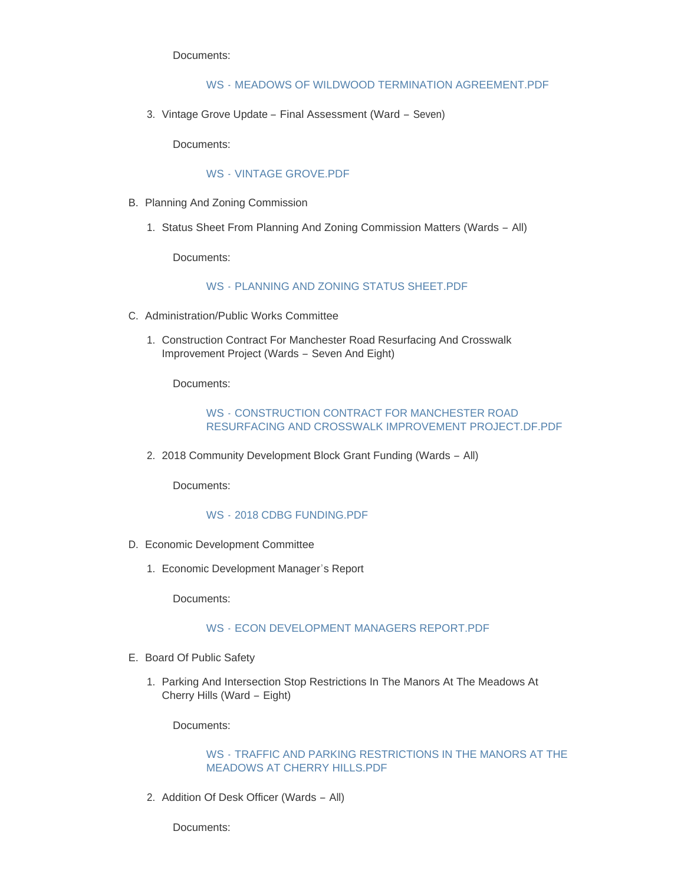Documents:

WS - MEADOWS OF WILDWOOD TERMINATION AGREEMENT.PDF

3. Vintage Grove Update – Final Assessment (Ward – Seven)

   Documents:

   WS - VINTAGE GROVE.PDF

B. Planning And Zoning Commission

   1. Status Sheet From Planning And Zoning Commission Matters (Wards – All)

      Documents:

      WS - PLANNING AND ZONING STATUS SHEET.PDF

C. Administration/Public Works Committee

   1. Construction Contract For Manchester Road Resurfacing And Crosswalk Improvement Project (Wards – Seven And Eight)

      Documents:

      WS - CONSTRUCTION CONTRACT FOR MANCHESTER ROAD RESURFACING AND CROSSWALK IMPROVEMENT PROJECT.DF.PDF

   2. 2018 Community Development Block Grant Funding (Wards – All)

      Documents:

      WS - 2018 CDBG FUNDING.PDF

D. Economic Development Committee

   1. Economic Development Manager's Report

      Documents:

      WS - ECON DEVELOPMENT MANAGERS REPORT.PDF

E. Board Of Public Safety

   1. Parking And Intersection Stop Restrictions In The Manors At The Meadows At Cherry Hills (Ward – Eight)

      Documents:

      WS - TRAFFIC AND PARKING RESTRICTIONS IN THE MANORS AT THE MEADOWS AT CHERRY HILLS.PDF

   2. Addition Of Desk Officer (Wards – All)

      Documents: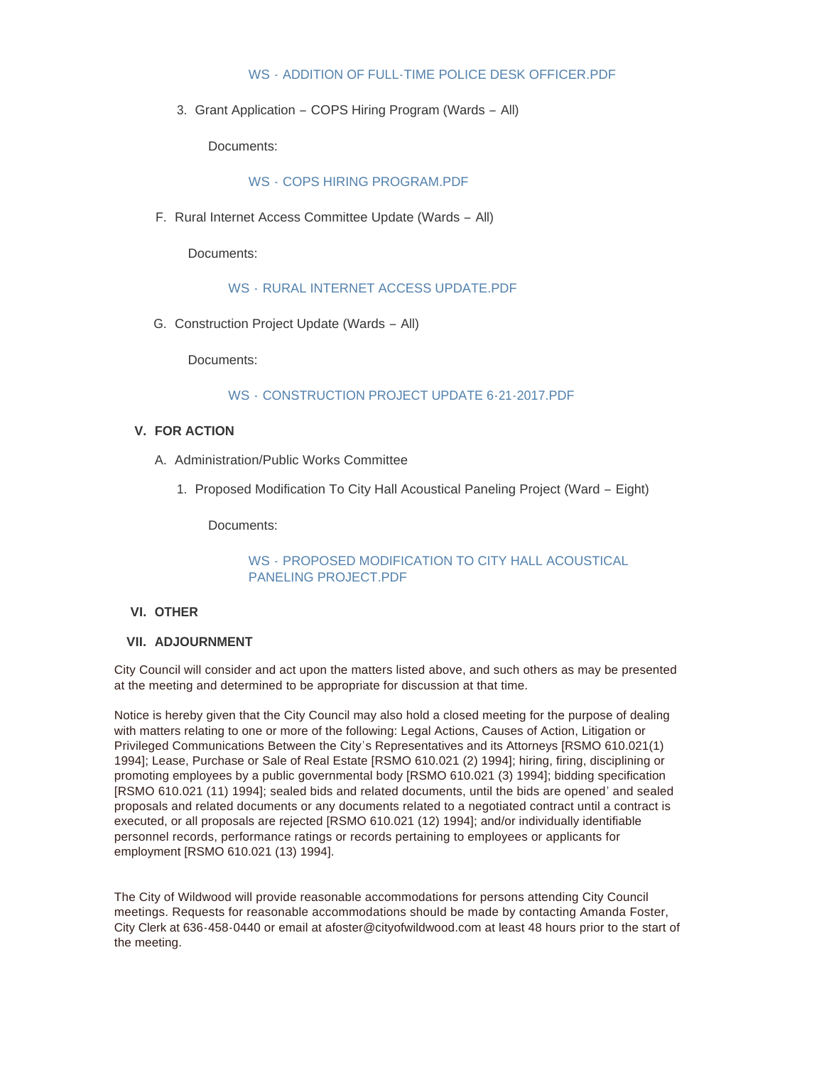WS - ADDITION OF FULL-TIME POLICE DESK OFFICER.PDF

3. Grant Application – COPS Hiring Program (Wards – All)

   Documents:

   WS - COPS HIRING PROGRAM.PDF

F. Rural Internet Access Committee Update (Wards – All)

   Documents:

   WS - RURAL INTERNET ACCESS UPDATE.PDF

G. Construction Project Update (Wards – All)

   Documents:

   WS - CONSTRUCTION PROJECT UPDATE 6-21-2017.PDF

## V. FOR ACTION

A. Administration/Public Works Committee

1. Proposed Modification To City Hall Acoustical Paneling Project (Ward – Eight)

   Documents:

   WS - PROPOSED MODIFICATION TO CITY HALL ACOUSTICAL PANELING PROJECT.PDF

## VI. OTHER

## VII. ADJOURNMENT

City Council will consider and act upon the matters listed above, and such others as may be presented at the meeting and determined to be appropriate for discussion at that time.

Notice is hereby given that the City Council may also hold a closed meeting for the purpose of dealing with matters relating to one or more of the following: Legal Actions, Causes of Action, Litigation or Privileged Communications Between the City's Representatives and its Attorneys [RSMO 610.021(1) 1994]; Lease, Purchase or Sale of Real Estate [RSMO 610.021 (2) 1994]; hiring, firing, disciplining or promoting employees by a public governmental body [RSMO 610.021 (3) 1994]; bidding specification [RSMO 610.021 (11) 1994]; sealed bids and related documents, until the bids are opened' and sealed proposals and related documents or any documents related to a negotiated contract until a contract is executed, or all proposals are rejected [RSMO 610.021 (12) 1994]; and/or individually identifiable personnel records, performance ratings or records pertaining to employees or applicants for employment [RSMO 610.021 (13) 1994].

The City of Wildwood will provide reasonable accommodations for persons attending City Council meetings. Requests for reasonable accommodations should be made by contacting Amanda Foster, City Clerk at 636-458-0440 or email at afoster@cityofwildwood.com at least 48 hours prior to the start of the meeting.